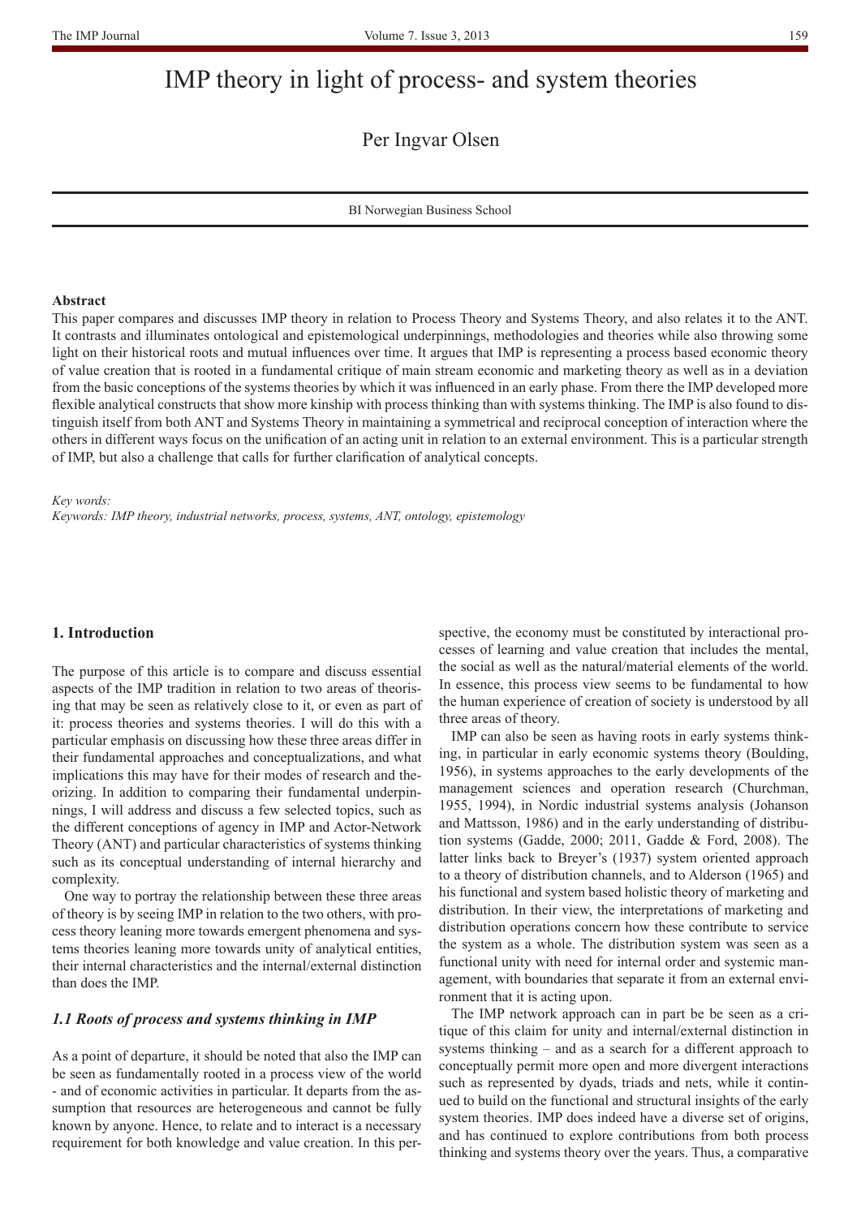# IMP theory in light of process- and system theories

Per Ingvar Olsen

BI Norwegian Business School

**Abstract**

This paper compares and discusses IMP theory in relation to Process Theory and Systems Theory, and also relates it to the ANT. It contrasts and illuminates ontological and epistemological underpinnings, methodologies and theories while also throwing some light on their historical roots and mutual influences over time. It argues that IMP is representing a process based economic theory of value creation that is rooted in a fundamental critique of main stream economic and marketing theory as well as in a deviation from the basic conceptions of the systems theories by which it was influenced in an early phase. From there the IMP developed more flexible analytical constructs that show more kinship with process thinking than with systems thinking. The IMP is also found to distinguish itself from both ANT and Systems Theory in maintaining a symmetrical and reciprocal conception of interaction where the others in different ways focus on the unification of an acting unit in relation to an external environment. This is a particular strength of IMP, but also a challenge that calls for further clarification of analytical concepts.

*Key words:*

*Keywords: IMP theory, industrial networks, process, systems, ANT, ontology, epistemology*

## 1. Introduction

The purpose of this article is to compare and discuss essential aspects of the IMP tradition in relation to two areas of theorising that may be seen as relatively close to it, or even as part of it: process theories and systems theories. I will do this with a particular emphasis on discussing how these three areas differ in their fundamental approaches and conceptualizations, and what implications this may have for their modes of research and theorizing. In addition to comparing their fundamental underpinnings, I will address and discuss a few selected topics, such as the different conceptions of agency in IMP and Actor-Network Theory (ANT) and particular characteristics of systems thinking such as its conceptual understanding of internal hierarchy and complexity.

One way to portray the relationship between these three areas of theory is by seeing IMP in relation to the two others, with process theory leaning more towards emergent phenomena and systems theories leaning more towards unity of analytical entities, their internal characteristics and the internal/external distinction than does the IMP.

### *1.1 Roots of process and systems thinking in IMP*

As a point of departure, it should be noted that also the IMP can be seen as fundamentally rooted in a process view of the world - and of economic activities in particular. It departs from the assumption that resources are heterogeneous and cannot be fully known by anyone. Hence, to relate and to interact is a necessary requirement for both knowledge and value creation. In this perspective, the economy must be constituted by interactional processes of learning and value creation that includes the mental, the social as well as the natural/material elements of the world. In essence, this process view seems to be fundamental to how the human experience of creation of society is understood by all three areas of theory.

IMP can also be seen as having roots in early systems thinking, in particular in early economic systems theory (Boulding, 1956), in systems approaches to the early developments of the management sciences and operation research (Churchman, 1955, 1994), in Nordic industrial systems analysis (Johanson and Mattsson, 1986) and in the early understanding of distribution systems (Gadde, 2000; 2011, Gadde & Ford, 2008). The latter links back to Breyer's (1937) system oriented approach to a theory of distribution channels, and to Alderson (1965) and his functional and system based holistic theory of marketing and distribution. In their view, the interpretations of marketing and distribution operations concern how these contribute to service the system as a whole. The distribution system was seen as a functional unity with need for internal order and systemic management, with boundaries that separate it from an external environment that it is acting upon.

The IMP network approach can in part be be seen as a critique of this claim for unity and internal/external distinction in systems thinking – and as a search for a different approach to conceptually permit more open and more divergent interactions such as represented by dyads, triads and nets, while it continued to build on the functional and structural insights of the early system theories. IMP does indeed have a diverse set of origins, and has continued to explore contributions from both process thinking and systems theory over the years. Thus, a comparative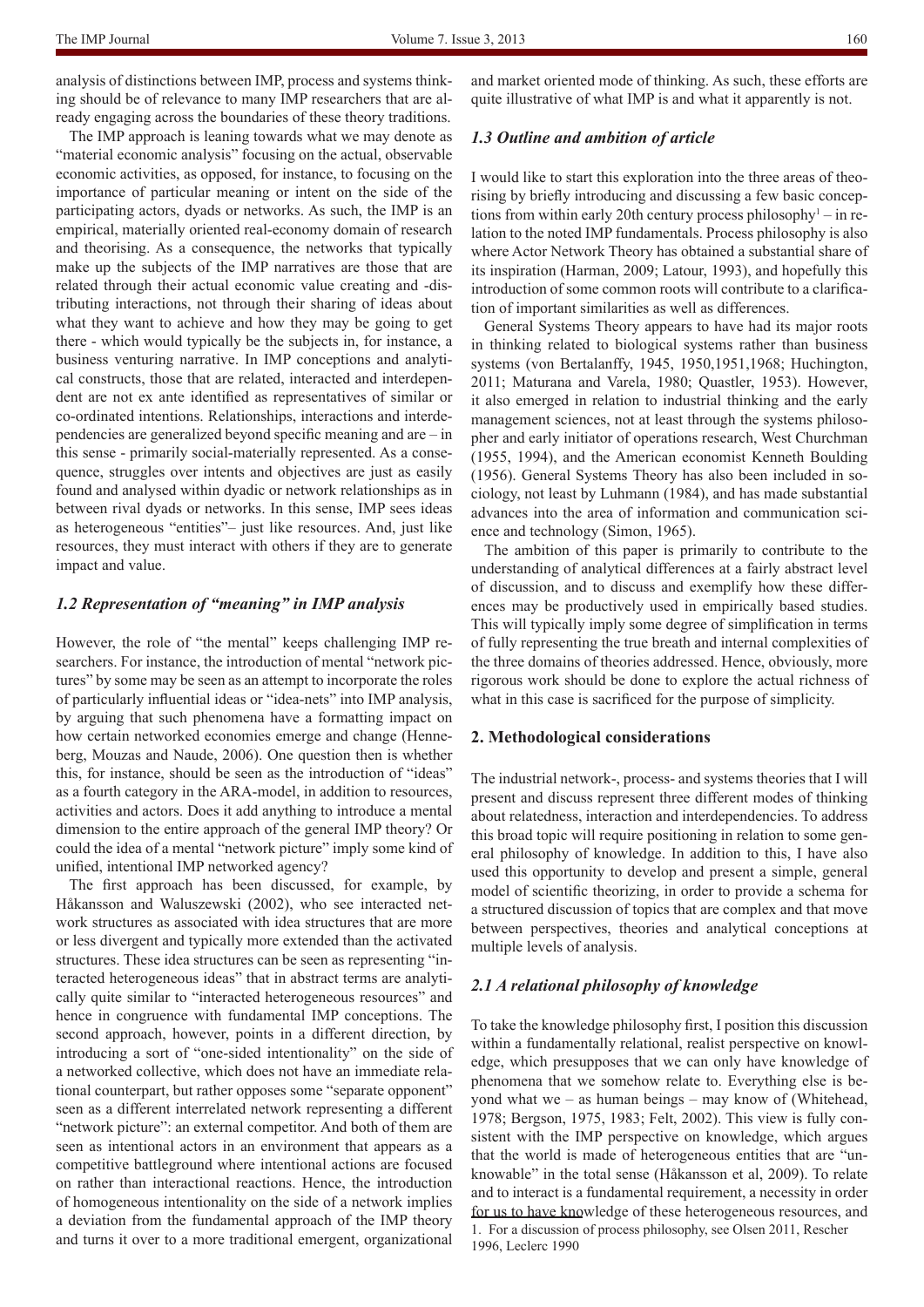analysis of distinctions between IMP, process and systems thinking should be of relevance to many IMP researchers that are already engaging across the boundaries of these theory traditions.

The IMP approach is leaning towards what we may denote as "material economic analysis" focusing on the actual, observable economic activities, as opposed, for instance, to focusing on the importance of particular meaning or intent on the side of the participating actors, dyads or networks. As such, the IMP is an empirical, materially oriented real-economy domain of research and theorising. As a consequence, the networks that typically make up the subjects of the IMP narratives are those that are related through their actual economic value creating and -distributing interactions, not through their sharing of ideas about what they want to achieve and how they may be going to get there - which would typically be the subjects in, for instance, a business venturing narrative. In IMP conceptions and analytical constructs, those that are related, interacted and interdependent are not ex ante identified as representatives of similar or co-ordinated intentions. Relationships, interactions and interdependencies are generalized beyond specific meaning and are – in this sense - primarily social-materially represented. As a consequence, struggles over intents and objectives are just as easily found and analysed within dyadic or network relationships as in between rival dyads or networks. In this sense, IMP sees ideas as heterogeneous "entities"– just like resources. And, just like resources, they must interact with others if they are to generate impact and value.

### *1.2 Representation of "meaning" in IMP analysis*

However, the role of "the mental" keeps challenging IMP researchers. For instance, the introduction of mental "network pictures" by some may be seen as an attempt to incorporate the roles of particularly influential ideas or "idea-nets" into IMP analysis, by arguing that such phenomena have a formatting impact on how certain networked economies emerge and change (Henneberg, Mouzas and Naude, 2006). One question then is whether this, for instance, should be seen as the introduction of "ideas" as a fourth category in the ARA-model, in addition to resources, activities and actors. Does it add anything to introduce a mental dimension to the entire approach of the general IMP theory? Or could the idea of a mental "network picture" imply some kind of unified, intentional IMP networked agency?

The first approach has been discussed, for example, by Håkansson and Waluszewski (2002), who see interacted network structures as associated with idea structures that are more or less divergent and typically more extended than the activated structures. These idea structures can be seen as representing "interacted heterogeneous ideas" that in abstract terms are analytically quite similar to "interacted heterogeneous resources" and hence in congruence with fundamental IMP conceptions. The second approach, however, points in a different direction, by introducing a sort of "one-sided intentionality" on the side of a networked collective, which does not have an immediate relational counterpart, but rather opposes some "separate opponent" seen as a different interrelated network representing a different "network picture": an external competitor. And both of them are seen as intentional actors in an environment that appears as a competitive battleground where intentional actions are focused on rather than interactional reactions. Hence, the introduction of homogeneous intentionality on the side of a network implies a deviation from the fundamental approach of the IMP theory and turns it over to a more traditional emergent, organizational and market oriented mode of thinking. As such, these efforts are quite illustrative of what IMP is and what it apparently is not.

### *1.3 Outline and ambition of article*

I would like to start this exploration into the three areas of theorising by briefly introducing and discussing a few basic conceptions from within early 20th century process philosophy[1] – in relation to the noted IMP fundamentals. Process philosophy is also where Actor Network Theory has obtained a substantial share of its inspiration (Harman, 2009; Latour, 1993), and hopefully this introduction of some common roots will contribute to a clarification of important similarities as well as differences.

General Systems Theory appears to have had its major roots in thinking related to biological systems rather than business systems (von Bertalanffy, 1945, 1950,1951,1968; Huchington, 2011; Maturana and Varela, 1980; Quastler, 1953). However, it also emerged in relation to industrial thinking and the early management sciences, not at least through the systems philosopher and early initiator of operations research, West Churchman (1955, 1994), and the American economist Kenneth Boulding (1956). General Systems Theory has also been included in sociology, not least by Luhmann (1984), and has made substantial advances into the area of information and communication science and technology (Simon, 1965).

The ambition of this paper is primarily to contribute to the understanding of analytical differences at a fairly abstract level of discussion, and to discuss and exemplify how these differences may be productively used in empirically based studies. This will typically imply some degree of simplification in terms of fully representing the true breath and internal complexities of the three domains of theories addressed. Hence, obviously, more rigorous work should be done to explore the actual richness of what in this case is sacrificed for the purpose of simplicity.

## 2. Methodological considerations

The industrial network-, process- and systems theories that I will present and discuss represent three different modes of thinking about relatedness, interaction and interdependencies. To address this broad topic will require positioning in relation to some general philosophy of knowledge. In addition to this, I have also used this opportunity to develop and present a simple, general model of scientific theorizing, in order to provide a schema for a structured discussion of topics that are complex and that move between perspectives, theories and analytical conceptions at multiple levels of analysis.

### *2.1 A relational philosophy of knowledge*

To take the knowledge philosophy first, I position this discussion within a fundamentally relational, realist perspective on knowledge, which presupposes that we can only have knowledge of phenomena that we somehow relate to. Everything else is beyond what we – as human beings – may know of (Whitehead, 1978; Bergson, 1975, 1983; Felt, 2002). This view is fully consistent with the IMP perspective on knowledge, which argues that the world is made of heterogeneous entities that are "unknowable" in the total sense (Håkansson et al, 2009). To relate and to interact is a fundamental requirement, a necessity in order for us to have knowledge of these heterogeneous resources, and

1. For a discussion of process philosophy, see Olsen 2011, Rescher 1996, Leclerc 1990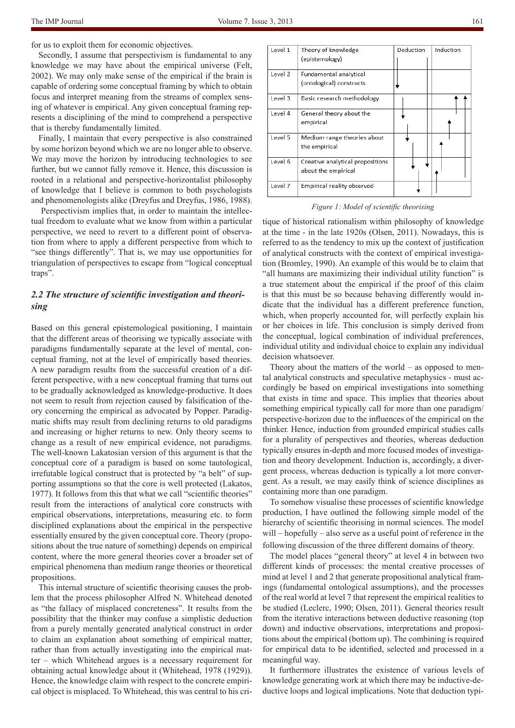for us to exploit them for economic objectives.

Secondly, I assume that perspectivism is fundamental to any knowledge we may have about the empirical universe (Felt, 2002). We may only make sense of the empirical if the brain is capable of ordering some conceptual framing by which to obtain focus and interpret meaning from the streams of complex sensing of whatever is empirical. Any given conceptual framing represents a disciplining of the mind to comprehend a perspective that is thereby fundamentally limited.

Finally, I maintain that every perspective is also constrained by some horizon beyond which we are no longer able to observe. We may move the horizon by introducing technologies to see further, but we cannot fully remove it. Hence, this discussion is rooted in a relational and perspective-horizontalist philosophy of knowledge that I believe is common to both psychologists and phenomenologists alike (Dreyfus and Dreyfus, 1986, 1988).

Perspectivism implies that, in order to maintain the intellectual freedom to evaluate what we know from within a particular perspective, we need to revert to a different point of observation from where to apply a different perspective from which to "see things differently". That is, we may use opportunities for triangulation of perspectives to escape from "logical conceptual traps".

### *2.2 The structure of scientific investigation and theorising*

Based on this general epistemological positioning, I maintain that the different areas of theorising we typically associate with paradigms fundamentally separate at the level of mental, conceptual framing, not at the level of empirically based theories. A new paradigm results from the successful creation of a different perspective, with a new conceptual framing that turns out to be gradually acknowledged as knowledge-productive. It does not seem to result from rejection caused by falsification of theory concerning the empirical as advocated by Popper. Paradigmatic shifts may result from declining returns to old paradigms and increasing or higher returns to new. Only theory seems to change as a result of new empirical evidence, not paradigms. The well-known Lakatosian version of this argument is that the conceptual core of a paradigm is based on some tautological, irrefutable logical construct that is protected by "a belt" of supporting assumptions so that the core is well protected (Lakatos, 1977). It follows from this that what we call "scientific theories" result from the interactions of analytical core constructs with empirical observations, interpretations, measuring etc. to form disciplined explanations about the empirical in the perspective essentially ensured by the given conceptual core. Theory (propositions about the true nature of something) depends on empirical content, where the more general theories cover a broader set of empirical phenomena than medium range theories or theoretical propositions.

This internal structure of scientific theorising causes the problem that the process philosopher Alfred N. Whitehead denoted as "the fallacy of misplaced concreteness". It results from the possibility that the thinker may confuse a simplistic deduction from a purely mentally generated analytical construct in order to claim an explanation about something of empirical matter, rather than from actually investigating into the empirical matter – which Whitehead argues is a necessary requirement for obtaining actual knowledge about it (Whitehead, 1978 (1929)). Hence, the knowledge claim with respect to the concrete empirical object is misplaced. To Whitehead, this was central to his critique of historical rationalism within philosophy of knowledge at the time - in the late 1920s (Olsen, 2011). Nowadays, this is referred to as the tendency to mix up the context of justification of analytical constructs with the context of empirical investigation (Bromley, 1990). An example of this would be to claim that "all humans are maximizing their individual utility function" is a true statement about the empirical if the proof of this claim is that this must be so because behaving differently would indicate that the individual has a different preference function, which, when properly accounted for, will perfectly explain his or her choices in life. This conclusion is simply derived from the conceptual, logical combination of individual preferences, individual utility and individual choice to explain any individual decision whatsoever.

| Level | | Deduction | Induction |
|---|---|---|---|
| Level 1 | Theory of knowledge (epistemology) | | |
| Level 2 | Fundamental analytical (ontological) constructs | | |
| Level 3 | Basic research methodology | | |
| Level 4 | General theory about the empirical | | |
| Level 5 | Medium range theories about the empirical | | |
| Level 6 | Creative analytical propositions about the empirical | | |
| Level 7 | Empirical reality observed | | |

*Figure 1: Model of scientific theorising*

Theory about the matters of the world – as opposed to mental analytical constructs and speculative metaphysics - must accordingly be based on empirical investigations into something that exists in time and space. This implies that theories about something empirical typically call for more than one paradigm/perspective-horizon due to the influences of the empirical on the thinker. Hence, induction from grounded empirical studies calls for a plurality of perspectives and theories, whereas deduction typically ensures in-depth and more focused modes of investigation and theory development. Induction is, accordingly, a divergent process, whereas deduction is typically a lot more convergent. As a result, we may easily think of science disciplines as containing more than one paradigm.

To somehow visualise these processes of scientific knowledge production, I have outlined the following simple model of the hierarchy of scientific theorising in normal sciences. The model will – hopefully – also serve as a useful point of reference in the following discussion of the three different domains of theory.

The model places "general theory" at level 4 in between two different kinds of processes: the mental creative processes of mind at level 1 and 2 that generate propositional analytical framings (fundamental ontological assumptions), and the processes of the real world at level 7 that represent the empirical realities to be studied (Leclerc, 1990; Olsen, 2011). General theories result from the iterative interactions between deductive reasoning (top down) and inductive observations, interpretations and propositions about the empirical (bottom up). The combining is required for empirical data to be identified, selected and processed in a meaningful way.

It furthermore illustrates the existence of various levels of knowledge generating work at which there may be inductive-deductive loops and logical implications. Note that deduction typi-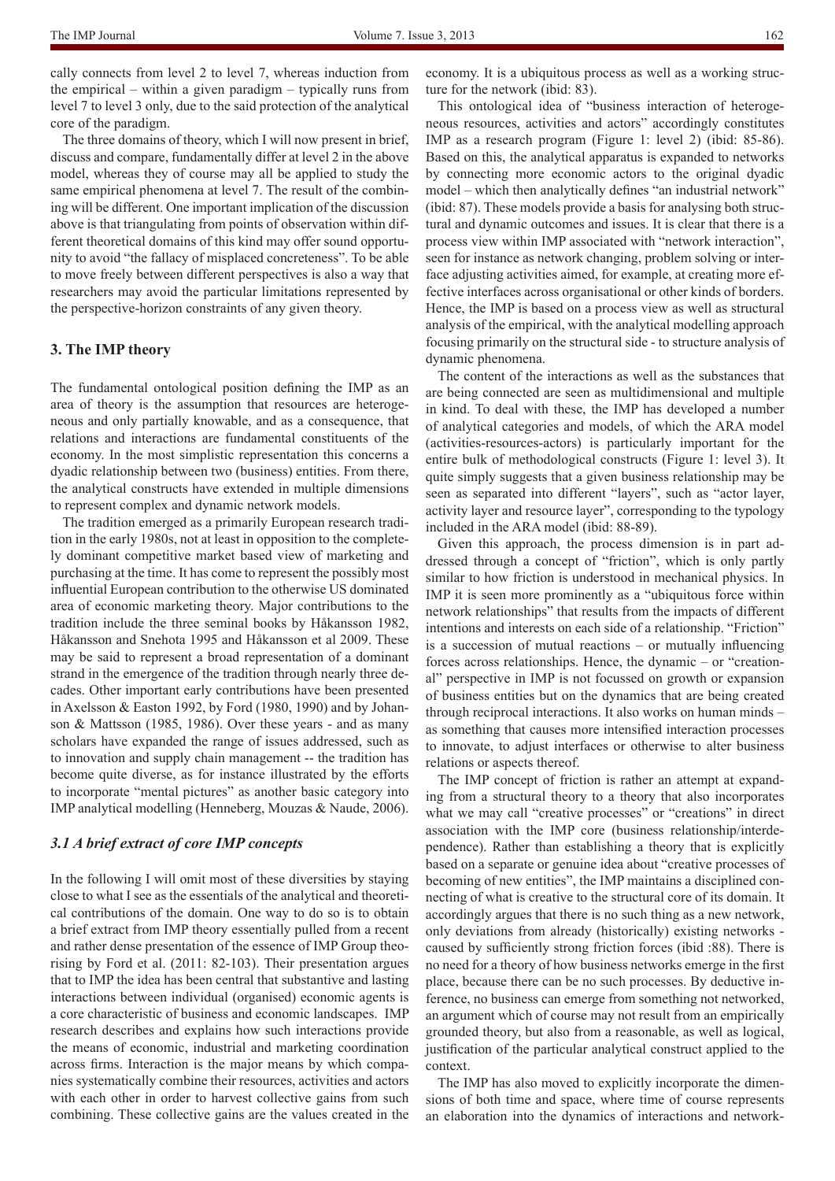cally connects from level 2 to level 7, whereas induction from the empirical – within a given paradigm – typically runs from level 7 to level 3 only, due to the said protection of the analytical core of the paradigm.

The three domains of theory, which I will now present in brief, discuss and compare, fundamentally differ at level 2 in the above model, whereas they of course may all be applied to study the same empirical phenomena at level 7. The result of the combining will be different. One important implication of the discussion above is that triangulating from points of observation within different theoretical domains of this kind may offer sound opportunity to avoid "the fallacy of misplaced concreteness". To be able to move freely between different perspectives is also a way that researchers may avoid the particular limitations represented by the perspective-horizon constraints of any given theory.

## 3. The IMP theory

The fundamental ontological position defining the IMP as an area of theory is the assumption that resources are heterogeneous and only partially knowable, and as a consequence, that relations and interactions are fundamental constituents of the economy. In the most simplistic representation this concerns a dyadic relationship between two (business) entities. From there, the analytical constructs have extended in multiple dimensions to represent complex and dynamic network models.

The tradition emerged as a primarily European research tradition in the early 1980s, not at least in opposition to the completely dominant competitive market based view of marketing and purchasing at the time. It has come to represent the possibly most influential European contribution to the otherwise US dominated area of economic marketing theory. Major contributions to the tradition include the three seminal books by Håkansson 1982, Håkansson and Snehota 1995 and Håkansson et al 2009. These may be said to represent a broad representation of a dominant strand in the emergence of the tradition through nearly three decades. Other important early contributions have been presented in Axelsson & Easton 1992, by Ford (1980, 1990) and by Johanson & Mattsson (1985, 1986). Over these years - and as many scholars have expanded the range of issues addressed, such as to innovation and supply chain management -- the tradition has become quite diverse, as for instance illustrated by the efforts to incorporate "mental pictures" as another basic category into IMP analytical modelling (Henneberg, Mouzas & Naude, 2006).

### *3.1 A brief extract of core IMP concepts*

In the following I will omit most of these diversities by staying close to what I see as the essentials of the analytical and theoretical contributions of the domain. One way to do so is to obtain a brief extract from IMP theory essentially pulled from a recent and rather dense presentation of the essence of IMP Group theorising by Ford et al. (2011: 82-103). Their presentation argues that to IMP the idea has been central that substantive and lasting interactions between individual (organised) economic agents is a core characteristic of business and economic landscapes. IMP research describes and explains how such interactions provide the means of economic, industrial and marketing coordination across firms. Interaction is the major means by which companies systematically combine their resources, activities and actors with each other in order to harvest collective gains from such combining. These collective gains are the values created in the economy. It is a ubiquitous process as well as a working structure for the network (ibid: 83).

This ontological idea of "business interaction of heterogeneous resources, activities and actors" accordingly constitutes IMP as a research program (Figure 1: level 2) (ibid: 85-86). Based on this, the analytical apparatus is expanded to networks by connecting more economic actors to the original dyadic model – which then analytically defines "an industrial network" (ibid: 87). These models provide a basis for analysing both structural and dynamic outcomes and issues. It is clear that there is a process view within IMP associated with "network interaction", seen for instance as network changing, problem solving or interface adjusting activities aimed, for example, at creating more effective interfaces across organisational or other kinds of borders. Hence, the IMP is based on a process view as well as structural analysis of the empirical, with the analytical modelling approach focusing primarily on the structural side - to structure analysis of dynamic phenomena.

The content of the interactions as well as the substances that are being connected are seen as multidimensional and multiple in kind. To deal with these, the IMP has developed a number of analytical categories and models, of which the ARA model (activities-resources-actors) is particularly important for the entire bulk of methodological constructs (Figure 1: level 3). It quite simply suggests that a given business relationship may be seen as separated into different "layers", such as "actor layer, activity layer and resource layer", corresponding to the typology included in the ARA model (ibid: 88-89).

Given this approach, the process dimension is in part addressed through a concept of "friction", which is only partly similar to how friction is understood in mechanical physics. In IMP it is seen more prominently as a "ubiquitous force within network relationships" that results from the impacts of different intentions and interests on each side of a relationship. "Friction" is a succession of mutual reactions – or mutually influencing forces across relationships. Hence, the dynamic – or "creational" perspective in IMP is not focussed on growth or expansion of business entities but on the dynamics that are being created through reciprocal interactions. It also works on human minds – as something that causes more intensified interaction processes to innovate, to adjust interfaces or otherwise to alter business relations or aspects thereof.

The IMP concept of friction is rather an attempt at expanding from a structural theory to a theory that also incorporates what we may call "creative processes" or "creations" in direct association with the IMP core (business relationship/interdependence). Rather than establishing a theory that is explicitly based on a separate or genuine idea about "creative processes of becoming of new entities", the IMP maintains a disciplined connecting of what is creative to the structural core of its domain. It accordingly argues that there is no such thing as a new network, only deviations from already (historically) existing networks - caused by sufficiently strong friction forces (ibid :88). There is no need for a theory of how business networks emerge in the first place, because there can be no such processes. By deductive inference, no business can emerge from something not networked, an argument which of course may not result from an empirically grounded theory, but also from a reasonable, as well as logical, justification of the particular analytical construct applied to the context.

The IMP has also moved to explicitly incorporate the dimensions of both time and space, where time of course represents an elaboration into the dynamics of interactions and network-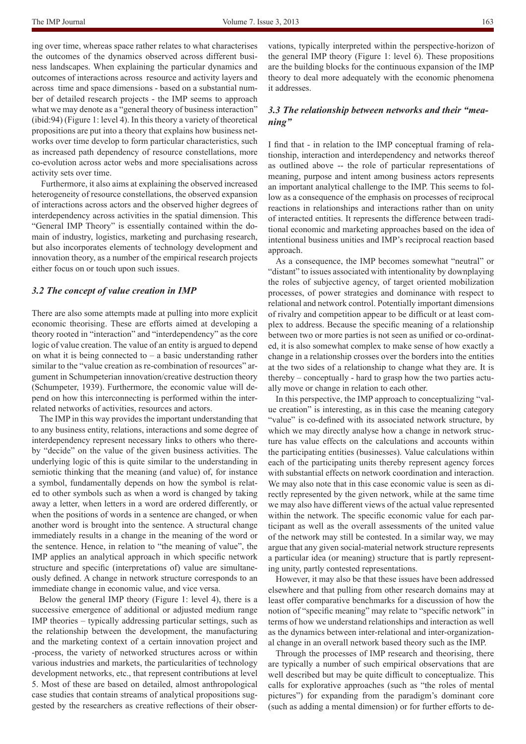ing over time, whereas space rather relates to what characterises the outcomes of the dynamics observed across different business landscapes. When explaining the particular dynamics and outcomes of interactions across resource and activity layers and across time and space dimensions - based on a substantial number of detailed research projects - the IMP seems to approach what we may denote as a "general theory of business interaction" (ibid:94) (Figure 1: level 4). In this theory a variety of theoretical propositions are put into a theory that explains how business networks over time develop to form particular characteristics, such as increased path dependency of resource constellations, more co-evolution across actor webs and more specialisations across activity sets over time.

Furthermore, it also aims at explaining the observed increased heterogeneity of resource constellations, the observed expansion of interactions across actors and the observed higher degrees of interdependency across activities in the spatial dimension. This "General IMP Theory" is essentially contained within the domain of industry, logistics, marketing and purchasing research, but also incorporates elements of technology development and innovation theory, as a number of the empirical research projects either focus on or touch upon such issues.

### *3.2 The concept of value creation in IMP*

There are also some attempts made at pulling into more explicit economic theorising. These are efforts aimed at developing a theory rooted in "interaction" and "interdependency" as the core logic of value creation. The value of an entity is argued to depend on what it is being connected to – a basic understanding rather similar to the "value creation as re-combination of resources" argument in Schumpeterian innovation/creative destruction theory (Schumpeter, 1939). Furthermore, the economic value will depend on how this interconnecting is performed within the interrelated networks of activities, resources and actors.

The IMP in this way provides the important understanding that to any business entity, relations, interactions and some degree of interdependency represent necessary links to others who thereby "decide" on the value of the given business activities. The underlying logic of this is quite similar to the understanding in semiotic thinking that the meaning (and value) of, for instance a symbol, fundamentally depends on how the symbol is related to other symbols such as when a word is changed by taking away a letter, when letters in a word are ordered differently, or when the positions of words in a sentence are changed, or when another word is brought into the sentence. A structural change immediately results in a change in the meaning of the word or the sentence. Hence, in relation to "the meaning of value", the IMP applies an analytical approach in which specific network structure and specific (interpretations of) value are simultaneously defined. A change in network structure corresponds to an immediate change in economic value, and vice versa.

Below the general IMP theory (Figure 1: level 4), there is a successive emergence of additional or adjusted medium range IMP theories – typically addressing particular settings, such as the relationship between the development, the manufacturing and the marketing context of a certain innovation project and -process, the variety of networked structures across or within various industries and markets, the particularities of technology development networks, etc., that represent contributions at level 5. Most of these are based on detailed, almost anthropological case studies that contain streams of analytical propositions suggested by the researchers as creative reflections of their observations, typically interpreted within the perspective-horizon of the general IMP theory (Figure 1: level 6). These propositions are the building blocks for the continuous expansion of the IMP theory to deal more adequately with the economic phenomena it addresses.

### *3.3 The relationship between networks and their "meaning"*

I find that - in relation to the IMP conceptual framing of relationship, interaction and interdependency and networks thereof as outlined above -- the role of particular representations of meaning, purpose and intent among business actors represents an important analytical challenge to the IMP. This seems to follow as a consequence of the emphasis on processes of reciprocal reactions in relationships and interactions rather than on unity of interacted entities. It represents the difference between traditional economic and marketing approaches based on the idea of intentional business unities and IMP's reciprocal reaction based approach.

As a consequence, the IMP becomes somewhat "neutral" or "distant" to issues associated with intentionality by downplaying the roles of subjective agency, of target oriented mobilization processes, of power strategies and dominance with respect to relational and network control. Potentially important dimensions of rivalry and competition appear to be difficult or at least complex to address. Because the specific meaning of a relationship between two or more parties is not seen as unified or co-ordinated, it is also somewhat complex to make sense of how exactly a change in a relationship crosses over the borders into the entities at the two sides of a relationship to change what they are. It is thereby – conceptually - hard to grasp how the two parties actually move or change in relation to each other.

In this perspective, the IMP approach to conceptualizing "value creation" is interesting, as in this case the meaning category "value" is co-defined with its associated network structure, by which we may directly analyse how a change in network structure has value effects on the calculations and accounts within the participating entities (businesses). Value calculations within each of the participating units thereby represent agency forces with substantial effects on network coordination and interaction. We may also note that in this case economic value is seen as directly represented by the given network, while at the same time we may also have different views of the actual value represented within the network. The specific economic value for each participant as well as the overall assessments of the united value of the network may still be contested. In a similar way, we may argue that any given social-material network structure represents a particular idea (or meaning) structure that is partly representing unity, partly contested representations.

However, it may also be that these issues have been addressed elsewhere and that pulling from other research domains may at least offer comparative benchmarks for a discussion of how the notion of "specific meaning" may relate to "specific network" in terms of how we understand relationships and interaction as well as the dynamics between inter-relational and inter-organizational change in an overall network based theory such as the IMP.

Through the processes of IMP research and theorising, there are typically a number of such empirical observations that are well described but may be quite difficult to conceptualize. This calls for explorative approaches (such as "the roles of mental pictures") for expanding from the paradigm's dominant core (such as adding a mental dimension) or for further efforts to de-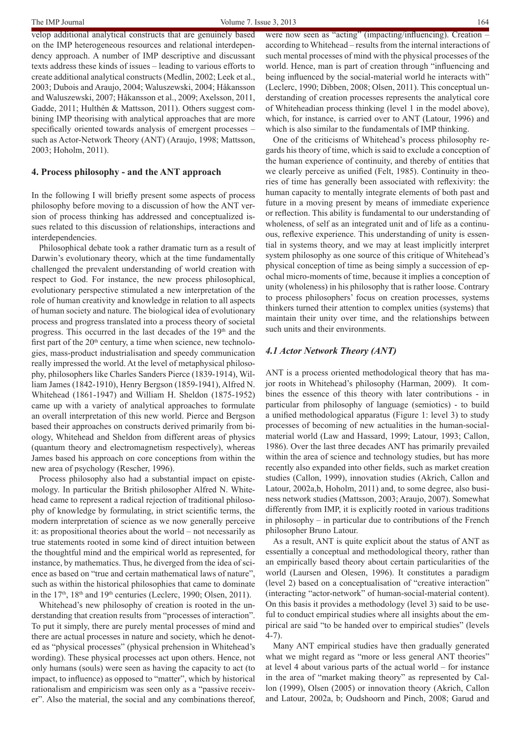velop additional analytical constructs that are genuinely based on the IMP heterogeneous resources and relational interdependency approach. A number of IMP descriptive and discussant texts address these kinds of issues – leading to various efforts to create additional analytical constructs (Medlin, 2002; Leek et al., 2003; Dubois and Araujo, 2004; Waluszewski, 2004; Håkansson and Waluszewski, 2007; Håkansson et al., 2009; Axelsson, 2011, Gadde, 2011; Hulthén & Mattsson, 2011). Others suggest combining IMP theorising with analytical approaches that are more specifically oriented towards analysis of emergent processes – such as Actor-Network Theory (ANT) (Araujo, 1998; Mattsson, 2003; Hoholm, 2011).

## 4. Process philosophy - and the ANT approach

In the following I will briefly present some aspects of process philosophy before moving to a discussion of how the ANT version of process thinking has addressed and conceptualized issues related to this discussion of relationships, interactions and interdependencies.

Philosophical debate took a rather dramatic turn as a result of Darwin's evolutionary theory, which at the time fundamentally challenged the prevalent understanding of world creation with respect to God. For instance, the new process philosophical, evolutionary perspective stimulated a new interpretation of the role of human creativity and knowledge in relation to all aspects of human society and nature. The biological idea of evolutionary process and progress translated into a process theory of societal progress. This occurred in the last decades of the 19th and the first part of the 20th century, a time when science, new technologies, mass-product industrialisation and speedy communication really impressed the world. At the level of metaphysical philosophy, philosophers like Charles Sanders Pierce (1839-1914), William James (1842-1910), Henry Bergson (1859-1941), Alfred N. Whitehead (1861-1947) and William H. Sheldon (1875-1952) came up with a variety of analytical approaches to formulate an overall interpretation of this new world. Pierce and Bergson based their approaches on constructs derived primarily from biology, Whitehead and Sheldon from different areas of physics (quantum theory and electromagnetism respectively), whereas James based his approach on core conceptions from within the new area of psychology (Rescher, 1996).

Process philosophy also had a substantial impact on epistemology. In particular the British philosopher Alfred N. Whitehead came to represent a radical rejection of traditional philosophy of knowledge by formulating, in strict scientific terms, the modern interpretation of science as we now generally perceive it: as propositional theories about the world – not necessarily as true statements rooted in some kind of direct intuition between the thoughtful mind and the empirical world as represented, for instance, by mathematics. Thus, he diverged from the idea of science as based on "true and certain mathematical laws of nature", such as within the historical philosophies that came to dominate in the 17th, 18th and 19th centuries (Leclerc, 1990; Olsen, 2011).

Whitehead's new philosophy of creation is rooted in the understanding that creation results from "processes of interaction". To put it simply, there are purely mental processes of mind and there are actual processes in nature and society, which he denoted as "physical processes" (physical prehension in Whitehead's wording). These physical processes act upon others. Hence, not only humans (souls) were seen as having the capacity to act (to impact, to influence) as opposed to "matter", which by historical rationalism and empiricism was seen only as a "passive receiver". Also the material, the social and any combinations thereof, were now seen as "acting" (impacting/influencing). Creation – according to Whitehead – results from the internal interactions of such mental processes of mind with the physical processes of the world. Hence, man is part of creation through "influencing and being influenced by the social-material world he interacts with" (Leclerc, 1990; Dibben, 2008; Olsen, 2011). This conceptual understanding of creation processes represents the analytical core of Whiteheadian process thinking (level 1 in the model above), which, for instance, is carried over to ANT (Latour, 1996) and which is also similar to the fundamentals of IMP thinking.

One of the criticisms of Whitehead's process philosophy regards his theory of time, which is said to exclude a conception of the human experience of continuity, and thereby of entities that we clearly perceive as unified (Felt, 1985). Continuity in theories of time has generally been associated with reflexivity: the human capacity to mentally integrate elements of both past and future in a moving present by means of immediate experience or reflection. This ability is fundamental to our understanding of wholeness, of self as an integrated unit and of life as a continuous, reflexive experience. This understanding of unity is essential in systems theory, and we may at least implicitly interpret system philosophy as one source of this critique of Whitehead's physical conception of time as being simply a succession of epochal micro-moments of time, because it implies a conception of unity (wholeness) in his philosophy that is rather loose. Contrary to process philosophers' focus on creation processes, systems thinkers turned their attention to complex unities (systems) that maintain their unity over time, and the relationships between such units and their environments.

### *4.1 Actor Network Theory (ANT)*

ANT is a process oriented methodological theory that has major roots in Whitehead's philosophy (Harman, 2009). It combines the essence of this theory with later contributions - in particular from philosophy of language (semiotics) - to build a unified methodological apparatus (Figure 1: level 3) to study processes of becoming of new actualities in the human-social-material world (Law and Hassard, 1999; Latour, 1993; Callon, 1986). Over the last three decades ANT has primarily prevailed within the area of science and technology studies, but has more recently also expanded into other fields, such as market creation studies (Callon, 1999), innovation studies (Akrich, Callon and Latour, 2002a,b, Hoholm, 2011) and, to some degree, also business network studies (Mattsson, 2003; Araujo, 2007). Somewhat differently from IMP, it is explicitly rooted in various traditions in philosophy – in particular due to contributions of the French philosopher Bruno Latour.

As a result, ANT is quite explicit about the status of ANT as essentially a conceptual and methodological theory, rather than an empirically based theory about certain particularities of the world (Laursen and Olesen, 1996). It constitutes a paradigm (level 2) based on a conceptualisation of "creative interaction" (interacting "actor-network" of human-social-material content). On this basis it provides a methodology (level 3) said to be useful to conduct empirical studies where all insights about the empirical are said "to be handed over to empirical studies" (levels 4-7).

Many ANT empirical studies have then gradually generated what we might regard as "more or less general ANT theories" at level 4 about various parts of the actual world – for instance in the area of "market making theory" as represented by Callon (1999), Olsen (2005) or innovation theory (Akrich, Callon and Latour, 2002a, b; Oudshoorn and Pinch, 2008; Garud and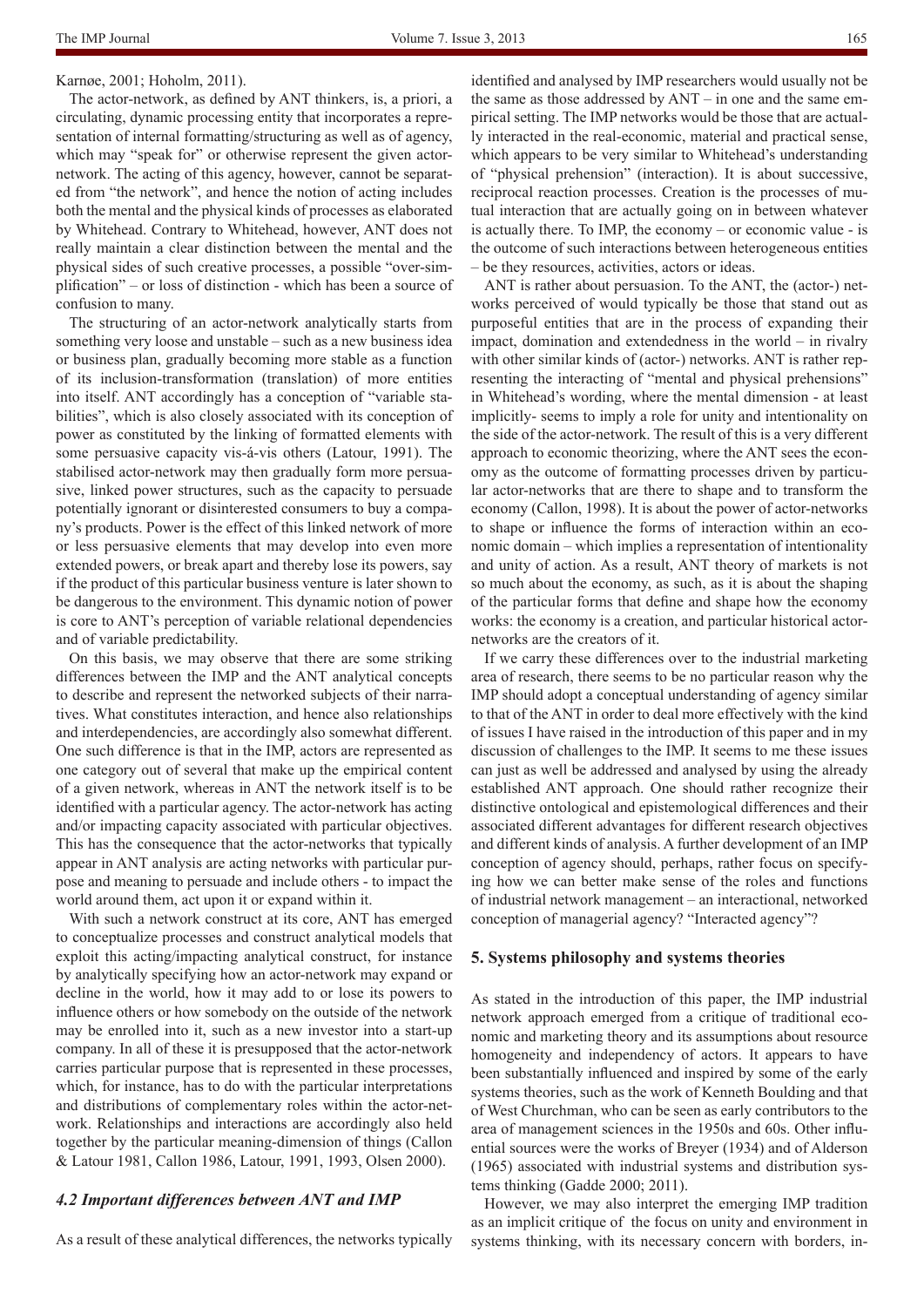Karnøe, 2001; Hoholm, 2011).

The actor-network, as defined by ANT thinkers, is, a priori, a circulating, dynamic processing entity that incorporates a representation of internal formatting/structuring as well as of agency, which may "speak for" or otherwise represent the given actor-network. The acting of this agency, however, cannot be separated from "the network", and hence the notion of acting includes both the mental and the physical kinds of processes as elaborated by Whitehead. Contrary to Whitehead, however, ANT does not really maintain a clear distinction between the mental and the physical sides of such creative processes, a possible "over-simplification" – or loss of distinction - which has been a source of confusion to many.

The structuring of an actor-network analytically starts from something very loose and unstable – such as a new business idea or business plan, gradually becoming more stable as a function of its inclusion-transformation (translation) of more entities into itself. ANT accordingly has a conception of "variable stabilities", which is also closely associated with its conception of power as constituted by the linking of formatted elements with some persuasive capacity vis-á-vis others (Latour, 1991). The stabilised actor-network may then gradually form more persuasive, linked power structures, such as the capacity to persuade potentially ignorant or disinterested consumers to buy a company's products. Power is the effect of this linked network of more or less persuasive elements that may develop into even more extended powers, or break apart and thereby lose its powers, say if the product of this particular business venture is later shown to be dangerous to the environment. This dynamic notion of power is core to ANT's perception of variable relational dependencies and of variable predictability.

On this basis, we may observe that there are some striking differences between the IMP and the ANT analytical concepts to describe and represent the networked subjects of their narratives. What constitutes interaction, and hence also relationships and interdependencies, are accordingly also somewhat different. One such difference is that in the IMP, actors are represented as one category out of several that make up the empirical content of a given network, whereas in ANT the network itself is to be identified with a particular agency. The actor-network has acting and/or impacting capacity associated with particular objectives. This has the consequence that the actor-networks that typically appear in ANT analysis are acting networks with particular purpose and meaning to persuade and include others - to impact the world around them, act upon it or expand within it.

With such a network construct at its core, ANT has emerged to conceptualize processes and construct analytical models that exploit this acting/impacting analytical construct, for instance by analytically specifying how an actor-network may expand or decline in the world, how it may add to or lose its powers to influence others or how somebody on the outside of the network may be enrolled into it, such as a new investor into a start-up company. In all of these it is presupposed that the actor-network carries particular purpose that is represented in these processes, which, for instance, has to do with the particular interpretations and distributions of complementary roles within the actor-network. Relationships and interactions are accordingly also held together by the particular meaning-dimension of things (Callon & Latour 1981, Callon 1986, Latour, 1991, 1993, Olsen 2000).

### *4.2 Important differences between ANT and IMP*

As a result of these analytical differences, the networks typically identified and analysed by IMP researchers would usually not be the same as those addressed by ANT – in one and the same empirical setting. The IMP networks would be those that are actually interacted in the real-economic, material and practical sense, which appears to be very similar to Whitehead's understanding of "physical prehension" (interaction). It is about successive, reciprocal reaction processes. Creation is the processes of mutual interaction that are actually going on in between whatever is actually there. To IMP, the economy – or economic value - is the outcome of such interactions between heterogeneous entities – be they resources, activities, actors or ideas.

ANT is rather about persuasion. To the ANT, the (actor-) networks perceived of would typically be those that stand out as purposeful entities that are in the process of expanding their impact, domination and extendedness in the world – in rivalry with other similar kinds of (actor-) networks. ANT is rather representing the interacting of "mental and physical prehensions" in Whitehead's wording, where the mental dimension - at least implicitly- seems to imply a role for unity and intentionality on the side of the actor-network. The result of this is a very different approach to economic theorizing, where the ANT sees the economy as the outcome of formatting processes driven by particular actor-networks that are there to shape and to transform the economy (Callon, 1998). It is about the power of actor-networks to shape or influence the forms of interaction within an economic domain – which implies a representation of intentionality and unity of action. As a result, ANT theory of markets is not so much about the economy, as such, as it is about the shaping of the particular forms that define and shape how the economy works: the economy is a creation, and particular historical actor-networks are the creators of it.

If we carry these differences over to the industrial marketing area of research, there seems to be no particular reason why the IMP should adopt a conceptual understanding of agency similar to that of the ANT in order to deal more effectively with the kind of issues I have raised in the introduction of this paper and in my discussion of challenges to the IMP. It seems to me these issues can just as well be addressed and analysed by using the already established ANT approach. One should rather recognize their distinctive ontological and epistemological differences and their associated different advantages for different research objectives and different kinds of analysis. A further development of an IMP conception of agency should, perhaps, rather focus on specifying how we can better make sense of the roles and functions of industrial network management – an interactional, networked conception of managerial agency? "Interacted agency"?

## 5. Systems philosophy and systems theories

As stated in the introduction of this paper, the IMP industrial network approach emerged from a critique of traditional economic and marketing theory and its assumptions about resource homogeneity and independency of actors. It appears to have been substantially influenced and inspired by some of the early systems theories, such as the work of Kenneth Boulding and that of West Churchman, who can be seen as early contributors to the area of management sciences in the 1950s and 60s. Other influential sources were the works of Breyer (1934) and of Alderson (1965) associated with industrial systems and distribution systems thinking (Gadde 2000; 2011).

However, we may also interpret the emerging IMP tradition as an implicit critique of the focus on unity and environment in systems thinking, with its necessary concern with borders, in-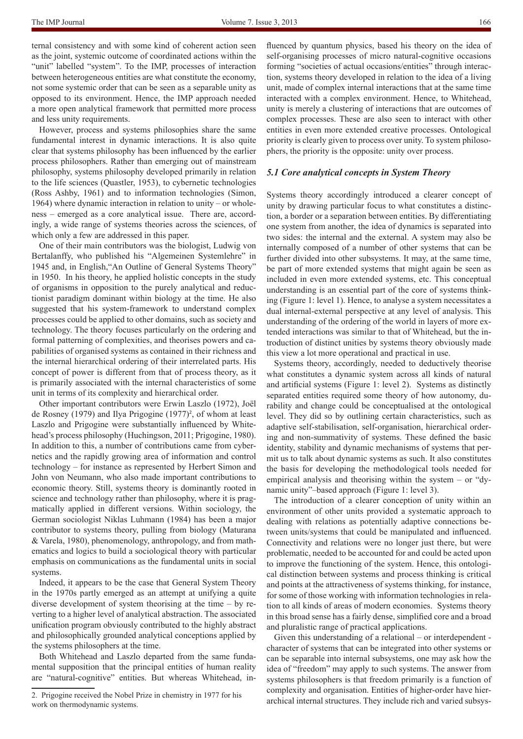ternal consistency and with some kind of coherent action seen as the joint, systemic outcome of coordinated actions within the "unit" labelled "system". To the IMP, processes of interaction between heterogeneous entities are what constitute the economy, not some systemic order that can be seen as a separable unity as opposed to its environment. Hence, the IMP approach needed a more open analytical framework that permitted more process and less unity requirements.

However, process and systems philosophies share the same fundamental interest in dynamic interactions. It is also quite clear that systems philosophy has been influenced by the earlier process philosophers. Rather than emerging out of mainstream philosophy, systems philosophy developed primarily in relation to the life sciences (Quastler, 1953), to cybernetic technologies (Ross Ashby, 1961) and to information technologies (Simon, 1964) where dynamic interaction in relation to unity – or wholeness – emerged as a core analytical issue. There are, accordingly, a wide range of systems theories across the sciences, of which only a few are addressed in this paper.

One of their main contributors was the biologist, Ludwig von Bertalanffy, who published his "Algemeinen Systemlehre" in 1945 and, in English,"An Outline of General Systems Theory" in 1950. In his theory, he applied holistic concepts in the study of organisms in opposition to the purely analytical and reductionist paradigm dominant within biology at the time. He also suggested that his system-framework to understand complex processes could be applied to other domains, such as society and technology. The theory focuses particularly on the ordering and formal patterning of complexities, and theorises powers and capabilities of organised systems as contained in their richness and the internal hierarchical ordering of their interrelated parts. His concept of power is different from that of process theory, as it is primarily associated with the internal characteristics of some unit in terms of its complexity and hierarchical order.

Other important contributors were Erwin Laszlo (1972), Joël de Rosney (1979) and Ilya Prigogine (1977)[2], of whom at least Laszlo and Prigogine were substantially influenced by Whitehead's process philosophy (Huchingson, 2011; Prigogine, 1980). In addition to this, a number of contributions came from cybernetics and the rapidly growing area of information and control technology – for instance as represented by Herbert Simon and John von Neumann, who also made important contributions to economic theory. Still, systems theory is dominantly rooted in science and technology rather than philosophy, where it is pragmatically applied in different versions. Within sociology, the German sociologist Niklas Luhmann (1984) has been a major contributor to systems theory, pulling from biology (Maturana & Varela, 1980), phenomenology, anthropology, and from mathematics and logics to build a sociological theory with particular emphasis on communications as the fundamental units in social systems.

Indeed, it appears to be the case that General System Theory in the 1970s partly emerged as an attempt at unifying a quite diverse development of system theorising at the time – by reverting to a higher level of analytical abstraction. The associated unification program obviously contributed to the highly abstract and philosophically grounded analytical conceptions applied by the systems philosophers at the time.

Both Whitehead and Laszlo departed from the same fundamental supposition that the principal entities of human reality are "natural-cognitive" entities. But whereas Whitehead, influenced by quantum physics, based his theory on the idea of self-organising processes of micro natural-cognitive occasions forming "societies of actual occasions/entities" through interaction, systems theory developed in relation to the idea of a living unit, made of complex internal interactions that at the same time interacted with a complex environment. Hence, to Whitehead, unity is merely a clustering of interactions that are outcomes of complex processes. These are also seen to interact with other entities in even more extended creative processes. Ontological priority is clearly given to process over unity. To system philosophers, the priority is the opposite: unity over process.

### *5.1 Core analytical concepts in System Theory*

Systems theory accordingly introduced a clearer concept of unity by drawing particular focus to what constitutes a distinction, a border or a separation between entities. By differentiating one system from another, the idea of dynamics is separated into two sides: the internal and the external. A system may also be internally composed of a number of other systems that can be further divided into other subsystems. It may, at the same time, be part of more extended systems that might again be seen as included in even more extended systems, etc. This conceptual understanding is an essential part of the core of systems thinking (Figure 1: level 1). Hence, to analyse a system necessitates a dual internal-external perspective at any level of analysis. This understanding of the ordering of the world in layers of more extended interactions was similar to that of Whitehead, but the introduction of distinct unities by systems theory obviously made this view a lot more operational and practical in use.

Systems theory, accordingly, needed to deductively theorise what constitutes a dynamic system across all kinds of natural and artificial systems (Figure 1: level 2). Systems as distinctly separated entities required some theory of how autonomy, durability and change could be conceptualised at the ontological level. They did so by outlining certain characteristics, such as adaptive self-stabilisation, self-organisation, hierarchical ordering and non-summativity of systems. These defined the basic identity, stability and dynamic mechanisms of systems that permit us to talk about dynamic systems as such. It also constitutes the basis for developing the methodological tools needed for empirical analysis and theorising within the system – or "dynamic unity"–based approach (Figure 1: level 3).

The introduction of a clearer conception of unity within an environment of other units provided a systematic approach to dealing with relations as potentially adaptive connections between units/systems that could be manipulated and influenced. Connectivity and relations were no longer just there, but were problematic, needed to be accounted for and could be acted upon to improve the functioning of the system. Hence, this ontological distinction between systems and process thinking is critical and points at the attractiveness of systems thinking, for instance, for some of those working with information technologies in relation to all kinds of areas of modern economies. Systems theory in this broad sense has a fairly dense, simplified core and a broad and pluralistic range of practical applications.

Given this understanding of a relational – or interdependent - character of systems that can be integrated into other systems or can be separable into internal subsystems, one may ask how the idea of "freedom" may apply to such systems. The answer from systems philosophers is that freedom primarily is a function of complexity and organisation. Entities of higher-order have hierarchical internal structures. They include rich and varied subsys-

2. Prigogine received the Nobel Prize in chemistry in 1977 for his work on thermodynamic systems.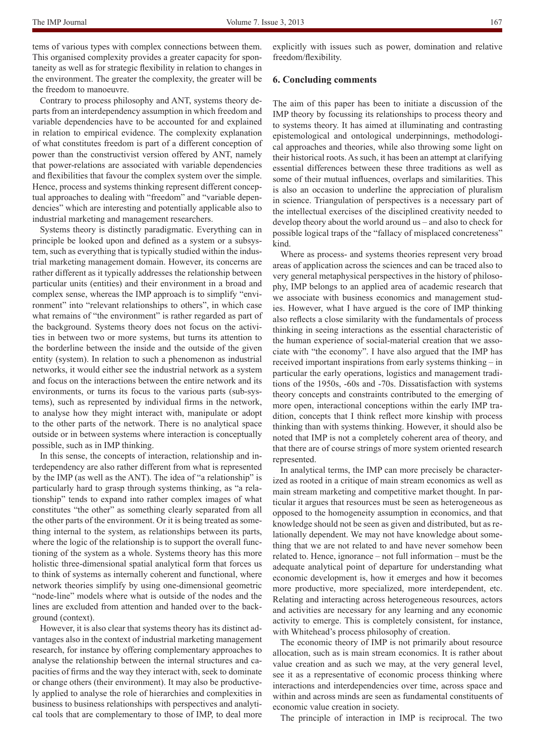tems of various types with complex connections between them. This organised complexity provides a greater capacity for spontaneity as well as for strategic flexibility in relation to changes in the environment. The greater the complexity, the greater will be the freedom to manoeuvre.

Contrary to process philosophy and ANT, systems theory departs from an interdependency assumption in which freedom and variable dependencies have to be accounted for and explained in relation to empirical evidence. The complexity explanation of what constitutes freedom is part of a different conception of power than the constructivist version offered by ANT, namely that power-relations are associated with variable dependencies and flexibilities that favour the complex system over the simple. Hence, process and systems thinking represent different conceptual approaches to dealing with "freedom" and "variable dependencies" which are interesting and potentially applicable also to industrial marketing and management researchers.

Systems theory is distinctly paradigmatic. Everything can in principle be looked upon and defined as a system or a subsystem, such as everything that is typically studied within the industrial marketing management domain. However, its concerns are rather different as it typically addresses the relationship between particular units (entities) and their environment in a broad and complex sense, whereas the IMP approach is to simplify "environment" into "relevant relationships to others", in which case what remains of "the environment" is rather regarded as part of the background. Systems theory does not focus on the activities in between two or more systems, but turns its attention to the borderline between the inside and the outside of the given entity (system). In relation to such a phenomenon as industrial networks, it would either see the industrial network as a system and focus on the interactions between the entire network and its environments, or turns its focus to the various parts (sub-systems), such as represented by individual firms in the network, to analyse how they might interact with, manipulate or adopt to the other parts of the network. There is no analytical space outside or in between systems where interaction is conceptually possible, such as in IMP thinking.

In this sense, the concepts of interaction, relationship and interdependency are also rather different from what is represented by the IMP (as well as the ANT). The idea of "a relationship" is particularly hard to grasp through systems thinking, as "a relationship" tends to expand into rather complex images of what constitutes "the other" as something clearly separated from all the other parts of the environment. Or it is being treated as something internal to the system, as relationships between its parts, where the logic of the relationship is to support the overall functioning of the system as a whole. Systems theory has this more holistic three-dimensional spatial analytical form that forces us to think of systems as internally coherent and functional, where network theories simplify by using one-dimensional geometric "node-line" models where what is outside of the nodes and the lines are excluded from attention and handed over to the background (context).

However, it is also clear that systems theory has its distinct advantages also in the context of industrial marketing management research, for instance by offering complementary approaches to analyse the relationship between the internal structures and capacities of firms and the way they interact with, seek to dominate or change others (their environment). It may also be productively applied to analyse the role of hierarchies and complexities in business to business relationships with perspectives and analytical tools that are complementary to those of IMP, to deal more explicitly with issues such as power, domination and relative freedom/flexibility.

## 6. Concluding comments

The aim of this paper has been to initiate a discussion of the IMP theory by focussing its relationships to process theory and to systems theory. It has aimed at illuminating and contrasting epistemological and ontological underpinnings, methodological approaches and theories, while also throwing some light on their historical roots. As such, it has been an attempt at clarifying essential differences between these three traditions as well as some of their mutual influences, overlaps and similarities. This is also an occasion to underline the appreciation of pluralism in science. Triangulation of perspectives is a necessary part of the intellectual exercises of the disciplined creativity needed to develop theory about the world around us – and also to check for possible logical traps of the "fallacy of misplaced concreteness" kind.

Where as process- and systems theories represent very broad areas of application across the sciences and can be traced also to very general metaphysical perspectives in the history of philosophy, IMP belongs to an applied area of academic research that we associate with business economics and management studies. However, what I have argued is the core of IMP thinking also reflects a close similarity with the fundamentals of process thinking in seeing interactions as the essential characteristic of the human experience of social-material creation that we associate with "the economy". I have also argued that the IMP has received important inspirations from early systems thinking – in particular the early operations, logistics and management traditions of the 1950s, -60s and -70s. Dissatisfaction with systems theory concepts and constraints contributed to the emerging of more open, interactional conceptions within the early IMP tradition, concepts that I think reflect more kinship with process thinking than with systems thinking. However, it should also be noted that IMP is not a completely coherent area of theory, and that there are of course strings of more system oriented research represented.

In analytical terms, the IMP can more precisely be characterized as rooted in a critique of main stream economics as well as main stream marketing and competitive market thought. In particular it argues that resources must be seen as heterogeneous as opposed to the homogeneity assumption in economics, and that knowledge should not be seen as given and distributed, but as relationally dependent. We may not have knowledge about something that we are not related to and have never somehow been related to. Hence, ignorance – not full information – must be the adequate analytical point of departure for understanding what economic development is, how it emerges and how it becomes more productive, more specialized, more interdependent, etc. Relating and interacting across heterogeneous resources, actors and activities are necessary for any learning and any economic activity to emerge. This is completely consistent, for instance, with Whitehead's process philosophy of creation.

The economic theory of IMP is not primarily about resource allocation, such as is main stream economics. It is rather about value creation and as such we may, at the very general level, see it as a representative of economic process thinking where interactions and interdependencies over time, across space and within and across minds are seen as fundamental constituents of economic value creation in society.

The principle of interaction in IMP is reciprocal. The two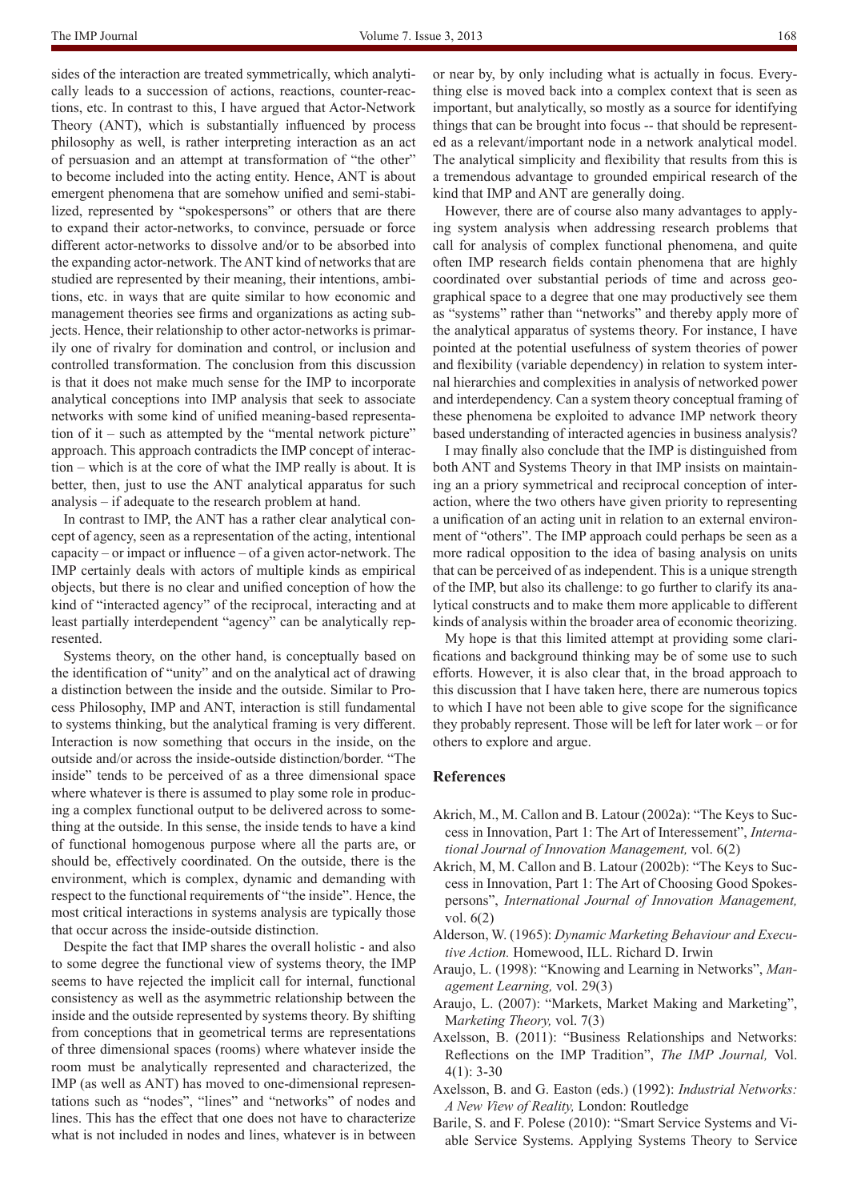sides of the interaction are treated symmetrically, which analytically leads to a succession of actions, reactions, counter-reactions, etc. In contrast to this, I have argued that Actor-Network Theory (ANT), which is substantially influenced by process philosophy as well, is rather interpreting interaction as an act of persuasion and an attempt at transformation of "the other" to become included into the acting entity. Hence, ANT is about emergent phenomena that are somehow unified and semi-stabilized, represented by "spokespersons" or others that are there to expand their actor-networks, to convince, persuade or force different actor-networks to dissolve and/or to be absorbed into the expanding actor-network. The ANT kind of networks that are studied are represented by their meaning, their intentions, ambitions, etc. in ways that are quite similar to how economic and management theories see firms and organizations as acting subjects. Hence, their relationship to other actor-networks is primarily one of rivalry for domination and control, or inclusion and controlled transformation. The conclusion from this discussion is that it does not make much sense for the IMP to incorporate analytical conceptions into IMP analysis that seek to associate networks with some kind of unified meaning-based representation of it – such as attempted by the "mental network picture" approach. This approach contradicts the IMP concept of interaction – which is at the core of what the IMP really is about. It is better, then, just to use the ANT analytical apparatus for such analysis – if adequate to the research problem at hand.

In contrast to IMP, the ANT has a rather clear analytical concept of agency, seen as a representation of the acting, intentional capacity – or impact or influence – of a given actor-network. The IMP certainly deals with actors of multiple kinds as empirical objects, but there is no clear and unified conception of how the kind of "interacted agency" of the reciprocal, interacting and at least partially interdependent "agency" can be analytically represented.

Systems theory, on the other hand, is conceptually based on the identification of "unity" and on the analytical act of drawing a distinction between the inside and the outside. Similar to Process Philosophy, IMP and ANT, interaction is still fundamental to systems thinking, but the analytical framing is very different. Interaction is now something that occurs in the inside, on the outside and/or across the inside-outside distinction/border. "The inside" tends to be perceived of as a three dimensional space where whatever is there is assumed to play some role in producing a complex functional output to be delivered across to something at the outside. In this sense, the inside tends to have a kind of functional homogenous purpose where all the parts are, or should be, effectively coordinated. On the outside, there is the environment, which is complex, dynamic and demanding with respect to the functional requirements of "the inside". Hence, the most critical interactions in systems analysis are typically those that occur across the inside-outside distinction.

Despite the fact that IMP shares the overall holistic - and also to some degree the functional view of systems theory, the IMP seems to have rejected the implicit call for internal, functional consistency as well as the asymmetric relationship between the inside and the outside represented by systems theory. By shifting from conceptions that in geometrical terms are representations of three dimensional spaces (rooms) where whatever inside the room must be analytically represented and characterized, the IMP (as well as ANT) has moved to one-dimensional representations such as "nodes", "lines" and "networks" of nodes and lines. This has the effect that one does not have to characterize what is not included in nodes and lines, whatever is in between or near by, by only including what is actually in focus. Everything else is moved back into a complex context that is seen as important, but analytically, so mostly as a source for identifying things that can be brought into focus -- that should be represented as a relevant/important node in a network analytical model. The analytical simplicity and flexibility that results from this is a tremendous advantage to grounded empirical research of the kind that IMP and ANT are generally doing.

However, there are of course also many advantages to applying system analysis when addressing research problems that call for analysis of complex functional phenomena, and quite often IMP research fields contain phenomena that are highly coordinated over substantial periods of time and across geographical space to a degree that one may productively see them as "systems" rather than "networks" and thereby apply more of the analytical apparatus of systems theory. For instance, I have pointed at the potential usefulness of system theories of power and flexibility (variable dependency) in relation to system internal hierarchies and complexities in analysis of networked power and interdependency. Can a system theory conceptual framing of these phenomena be exploited to advance IMP network theory based understanding of interacted agencies in business analysis?

I may finally also conclude that the IMP is distinguished from both ANT and Systems Theory in that IMP insists on maintaining an a priory symmetrical and reciprocal conception of interaction, where the two others have given priority to representing a unification of an acting unit in relation to an external environment of "others". The IMP approach could perhaps be seen as a more radical opposition to the idea of basing analysis on units that can be perceived of as independent. This is a unique strength of the IMP, but also its challenge: to go further to clarify its analytical constructs and to make them more applicable to different kinds of analysis within the broader area of economic theorizing.

My hope is that this limited attempt at providing some clarifications and background thinking may be of some use to such efforts. However, it is also clear that, in the broad approach to this discussion that I have taken here, there are numerous topics to which I have not been able to give scope for the significance they probably represent. Those will be left for later work – or for others to explore and argue.

## References

Akrich, M., M. Callon and B. Latour (2002a): "The Keys to Success in Innovation, Part 1: The Art of Interessement", *International Journal of Innovation Management,* vol. 6(2)

Akrich, M, M. Callon and B. Latour (2002b): "The Keys to Success in Innovation, Part 1: The Art of Choosing Good Spokespersons", *International Journal of Innovation Management,* vol. 6(2)

Alderson, W. (1965): *Dynamic Marketing Behaviour and Executive Action.* Homewood, ILL. Richard D. Irwin

Araujo, L. (1998): "Knowing and Learning in Networks", *Management Learning,* vol. 29(3)

Araujo, L. (2007): "Markets, Market Making and Marketing", M*arketing Theory,* vol. 7(3)

Axelsson, B. (2011): "Business Relationships and Networks: Reflections on the IMP Tradition", *The IMP Journal,* Vol. 4(1): 3-30

Axelsson, B. and G. Easton (eds.) (1992): *Industrial Networks: A New View of Reality,* London: Routledge

Barile, S. and F. Polese (2010): "Smart Service Systems and Viable Service Systems. Applying Systems Theory to Service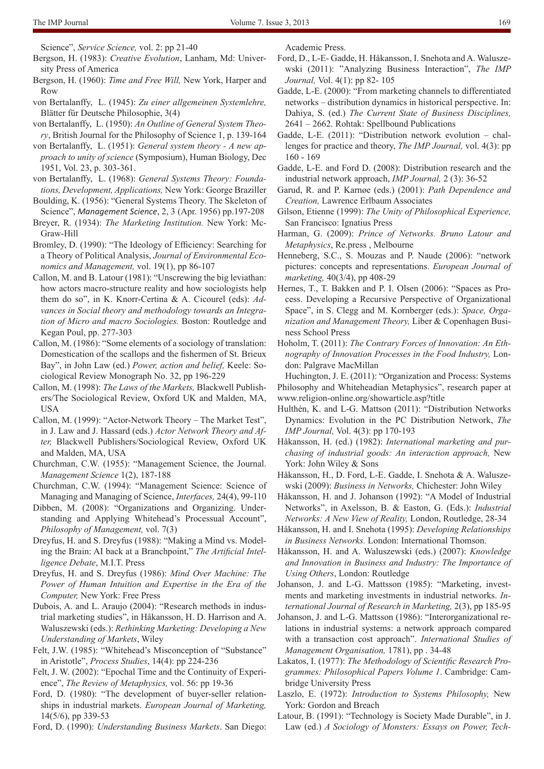Science", *Service Science,* vol. 2: pp 21-40

Bergson, H. (1983): *Creative Evolution*, Lanham, Md: University Press of America

Bergson, H. (1960): *Time and Free Will,* New York, Harper and Row

von Bertalanffy, L. (1945): *Zu einer allgemeinen Systemlehre,* Blätter für Deutsche Philosophie, 3(4)

von Bertalanffy, L. (1950): *An Outline of General System Theory*, British Journal for the Philosophy of Science 1, p. 139-164

von Bertalanffy, L. (1951): *General system theory - A new approach to unity of science* (Symposium), Human Biology, Dec 1951, Vol. 23, p. 303-361.

von Bertalanffy, L. (1968): *General Systems Theory: Foundations, Development, Applications,* New York: George Braziller

Boulding, K. (1956): "General Systems Theory. The Skeleton of Science", *Management Science*, 2, 3 (Apr. 1956) pp.197-208

Breyer, R. (1934): *The Marketing Institution.* New York: McGraw-Hill

Bromley, D. (1990): "The Ideology of Efficiency: Searching for a Theory of Political Analysis, *Journal of Environmental Economics and Management,* vol. 19(1), pp 86-107

Callon, M. and B. Latour (1981): "Unscrewing the big leviathan: how actors macro-structure reality and how sociologists help them do so", in K. Knorr-Certina & A. Cicourel (eds): *Advances in Social theory and methodology towards an Integration of Micro and macro Sociologies.* Boston: Routledge and Kegan Poul, pp. 277-303

Callon, M. (1986): "Some elements of a sociology of translation: Domestication of the scallops and the fishermen of St. Brieux Bay", in John Law (ed.) *Power, action and belief,* Keele: Sociological Review Monograph No. 32, pp 196-229

Callon, M. (1998): *The Laws of the Markets,* Blackwell Publishers/The Sociological Review, Oxford UK and Malden, MA, USA

Callon, M. (1999): "Actor-Network Theory – The Market Test", in J. Law and J. Hassard (eds.) *Actor Network Theory and After,* Blackwell Publishers/Sociological Review, Oxford UK and Malden, MA, USA

Churchman, C.W. (1955): "Management Science, the Journal. *Management Science* 1(2), 187-188

Churchman, C.W. (1994): "Management Science: Science of Managing and Managing of Science, *Interfaces,* 24(4), 99-110

Dibben, M. (2008): "Organizations and Organizing. Understanding and Applying Whitehead's Processual Account", *Philosophy of Management,* vol. 7(3)

Dreyfus, H. and S. Dreyfus (1988): "Making a Mind vs. Modeling the Brain: AI back at a Branchpoint," *The Artificial Intelligence Debate*, M.I.T. Press

Dreyfus, H. and S. Dreyfus (1986): *Mind Over Machine: The Power of Human Intuition and Expertise in the Era of the Computer,* New York: Free Press

Dubois, A. and L. Araujo (2004): "Research methods in industrial marketing studies", in Håkansson, H. D. Harrison and A. Waluszewski (eds.): *Rethinking Marketing: Developing a New Understanding of Markets*, Wiley

Felt, J.W. (1985): "Whitehead's Misconception of "Substance" in Aristotle", *Process Studies*, 14(4): pp 224-236

Felt, J. W. (2002): "Epochal Time and the Continuity of Experience", *The Review of Metaphysics,* vol. 56: pp 19-36

Ford, D. (1980): "The development of buyer-seller relationships in industrial markets. *European Journal of Marketing,* 14(5/6), pp 339-53

Ford, D. (1990): *Understanding Business Markets*. San Diego: Academic Press.

Ford, D., L-E- Gadde, H. Håkansson, I. Snehota and A. Waluszewski (2011): "Analyzing Business Interaction", *The IMP Journal,* Vol. 4(1): pp 82- 105

Gadde, L-E. (2000): "From marketing channels to differentiated networks – distribution dynamics in historical perspective. In: Dahiya, S. (ed.) *The Current State of Business Disciplines,* 2641 – 2662. Rohtak: Spellbound Publications

Gadde, L-E. (2011): "Distribution network evolution – challenges for practice and theory, *The IMP Journal,* vol. 4(3): pp 160 - 169

Gadde, L-E. and Ford D. (2008): Distribution research and the industrial network approach, *IMP Journal,* 2 (3): 36-52

Garud, R. and P. Karnøe (eds.) (2001): *Path Dependence and Creation,* Lawrence Erlbaum Associates

Gilson, Etienne (1999): *The Unity of Philosophical Experience,* San Francisco: Ignatius Press

Harman, G. (2009): *Prince of Networks. Bruno Latour and Metaphysics*, Re.press , Melbourne

Henneberg, S.C., S. Mouzas and P. Naude (2006): "network pictures: concepts and representations. *European Journal of marketing,* 40(3/4), pp 408-29

Hernes, T., T. Bakken and P. I. Olsen (2006): "Spaces as Process. Developing a Recursive Perspective of Organizational Space", in S. Clegg and M. Kornberger (eds.): *Space, Organization and Management Theory,* Liber & Copenhagen Business School Press

Hoholm, T. (2011): *The Contrary Forces of Innovation: An Ethnography of Innovation Processes in the Food Industry,* London: Palgrave MacMillan

Huchington, J. E. (2011): "Organization and Process: Systems Philosophy and Whiteheadian Metaphysics", research paper at www.religion-online.org/showarticle.asp?title

Hulthén, K. and L-G. Mattson (2011): "Distribution Networks Dynamics: Evolution in the PC Distribution Network, *The IMP Journal,* Vol. 4(3): pp 170-193

Håkansson, H. (ed.) (1982): *International marketing and purchasing of industrial goods: An interaction approach,* New York: John Wiley & Sons

Håkansson, H., D. Ford, L-E. Gadde, I. Snehota & A. Waluszewski (2009): *Business in Networks,* Chichester: John Wiley

Håkansson, H. and J. Johanson (1992): "A Model of Industrial Networks", in Axelsson, B. & Easton, G. (Eds.): *Industrial Networks: A New View of Reality,* London, Routledge, 28-34

Håkansson, H. and I. Snehota (1995): *Developing Relationships in Business Networks.* London: International Thomson.

Håkansson, H. and A. Waluszewski (eds.) (2007): *Knowledge and Innovation in Business and Industry: The Importance of Using Others*, London: Routledge

Johanson, J. and L-G. Mattsson (1985): "Marketing, investments and marketing investments in industrial networks. *International Journal of Research in Marketing,* 2(3), pp 185-95

Johanson, J. and L-G. Mattsson (1986): "Interorganizational relations in industrial systems: a network approach compared with a transaction cost approach". *International Studies of Management Organisation,* 1781), pp . 34-48

Lakatos, I. (1977): *The Methodology of Scientific Research Programmes: Philosophical Papers Volume 1*. Cambridge: Cambridge University Press

Laszlo, E. (1972): *Introduction to Systems Philosophy,* New York: Gordon and Breach

Latour, B. (1991): "Technology is Society Made Durable", in J. Law (ed.) *A Sociology of Monsters: Essays on Power, Tech-*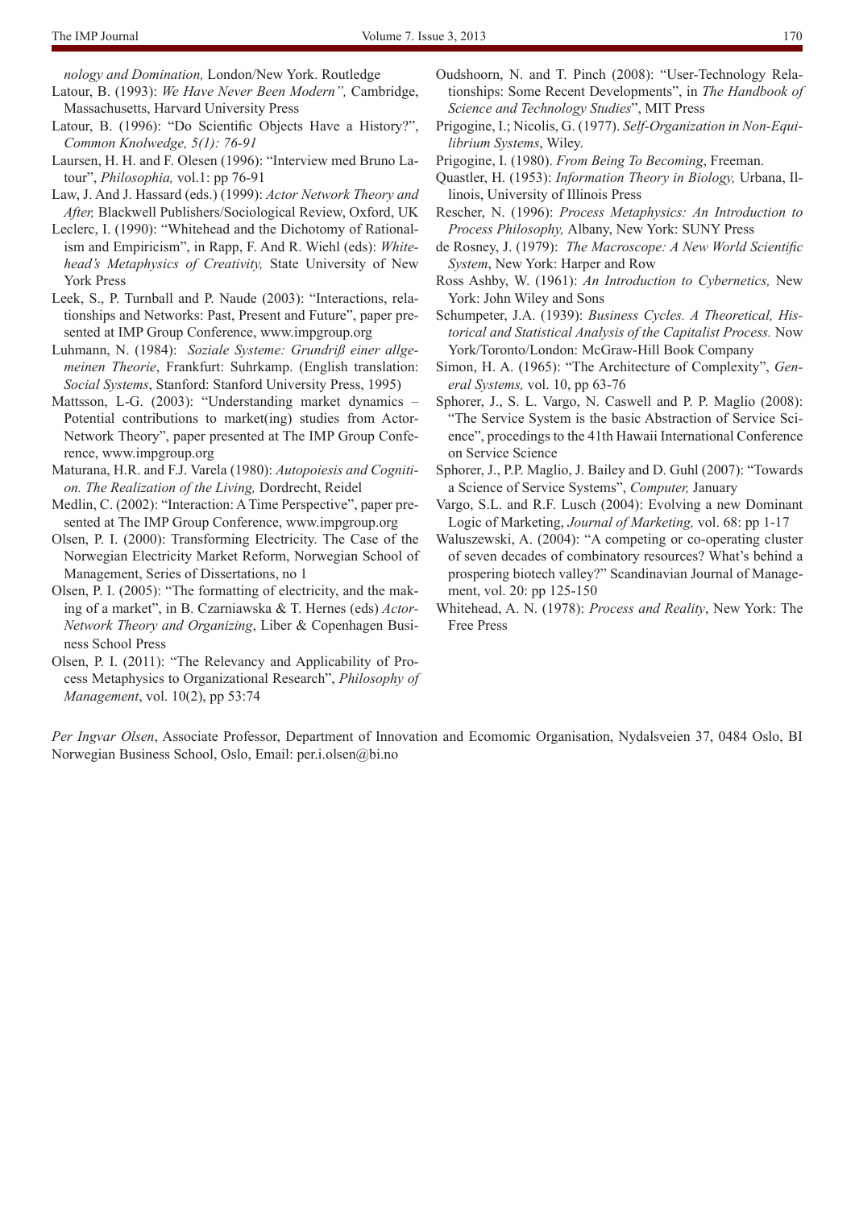*nology and Domination,* London/New York. Routledge

Latour, B. (1993): *We Have Never Been Modern",* Cambridge, Massachusetts, Harvard University Press

Latour, B. (1996): "Do Scientific Objects Have a History?", *Common Knolwedge, 5(1): 76-91*

Laursen, H. H. and F. Olesen (1996): "Interview med Bruno Latour", *Philosophia,* vol.1: pp 76-91

Law, J. And J. Hassard (eds.) (1999): *Actor Network Theory and After,* Blackwell Publishers/Sociological Review, Oxford, UK

Leclerc, I. (1990): "Whitehead and the Dichotomy of Rationalism and Empiricism", in Rapp, F. And R. Wiehl (eds): *Whitehead's Metaphysics of Creativity,* State University of New York Press

Leek, S., P. Turnball and P. Naude (2003): "Interactions, relationships and Networks: Past, Present and Future", paper presented at IMP Group Conference, www.impgroup.org

Luhmann, N. (1984): *Soziale Systeme: Grundriß einer allgemeinen Theorie*, Frankfurt: Suhrkamp. (English translation: *Social Systems*, Stanford: Stanford University Press, 1995)

Mattsson, L-G. (2003): "Understanding market dynamics – Potential contributions to market(ing) studies from Actor-Network Theory", paper presented at The IMP Group Conference, www.impgroup.org

Maturana, H.R. and F.J. Varela (1980): *Autopoiesis and Cognition. The Realization of the Living,* Dordrecht, Reidel

Medlin, C. (2002): "Interaction: A Time Perspective", paper presented at The IMP Group Conference, www.impgroup.org

Olsen, P. I. (2000): Transforming Electricity. The Case of the Norwegian Electricity Market Reform, Norwegian School of Management, Series of Dissertations, no 1

Olsen, P. I. (2005): "The formatting of electricity, and the making of a market", in B. Czarniawska & T. Hernes (eds) *Actor-Network Theory and Organizing*, Liber & Copenhagen Business School Press

Olsen, P. I. (2011): "The Relevancy and Applicability of Process Metaphysics to Organizational Research", *Philosophy of Management*, vol. 10(2), pp 53:74

Oudshoorn, N. and T. Pinch (2008): "User-Technology Relationships: Some Recent Developments", in *The Handbook of Science and Technology Studies*", MIT Press

Prigogine, I.; Nicolis, G. (1977). *Self-Organization in Non-Equilibrium Systems*, Wiley.

Prigogine, I. (1980). *From Being To Becoming*, Freeman.

Quastler, H. (1953): *Information Theory in Biology,* Urbana, Illinois, University of Illinois Press

Rescher, N. (1996): *Process Metaphysics: An Introduction to Process Philosophy,* Albany, New York: SUNY Press

de Rosney, J. (1979): *The Macroscope: A New World Scientific System*, New York: Harper and Row

Ross Ashby, W. (1961): *An Introduction to Cybernetics,* New York: John Wiley and Sons

Schumpeter, J.A. (1939): *Business Cycles. A Theoretical, Historical and Statistical Analysis of the Capitalist Process.* Now York/Toronto/London: McGraw-Hill Book Company

Simon, H. A. (1965): "The Architecture of Complexity", *General Systems,* vol. 10, pp 63-76

Sphorer, J., S. L. Vargo, N. Caswell and P. P. Maglio (2008): "The Service System is the basic Abstraction of Service Science", procedings to the 41th Hawaii International Conference on Service Science

Sphorer, J., P.P. Maglio, J. Bailey and D. Guhl (2007): "Towards a Science of Service Systems", *Computer,* January

Vargo, S.L. and R.F. Lusch (2004): Evolving a new Dominant Logic of Marketing, *Journal of Marketing,* vol. 68: pp 1-17

Waluszewski, A. (2004): "A competing or co-operating cluster of seven decades of combinatory resources? What's behind a prospering biotech valley?" Scandinavian Journal of Management, vol. 20: pp 125-150

Whitehead, A. N. (1978): *Process and Reality*, New York: The Free Press

*Per Ingvar Olsen*, Associate Professor, Department of Innovation and Ecomomic Organisation, Nydalsveien 37, 0484 Oslo, BI Norwegian Business School, Oslo, Email: per.i.olsen@bi.no